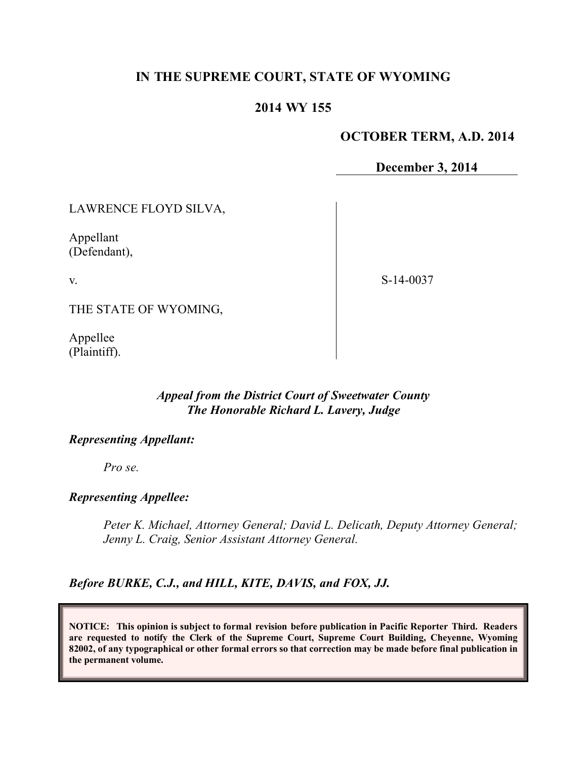**IN THE SUPREME COURT, STATE OF WYOMING**

**2014 WY 155**

**OCTOBER TERM, A.D. 2014**

**December 3, 2014**

LAWRENCE FLOYD SILVA,

Appellant
(Defendant),

v.

THE STATE OF WYOMING,

Appellee
(Plaintiff).

S-14-0037

***Appeal from the District Court of Sweetwater County***
***The Honorable Richard L. Lavery, Judge***

***Representing Appellant:***

*Pro se.*

***Representing Appellee:***

*Peter K. Michael, Attorney General; David L. Delicath, Deputy Attorney General; Jenny L. Craig, Senior Assistant Attorney General.*

***Before BURKE, C.J., and HILL, KITE, DAVIS, and FOX, JJ.***

**NOTICE: This opinion is subject to formal revision before publication in Pacific Reporter Third. Readers are requested to notify the Clerk of the Supreme Court, Supreme Court Building, Cheyenne, Wyoming 82002, of any typographical or other formal errors so that correction may be made before final publication in the permanent volume.**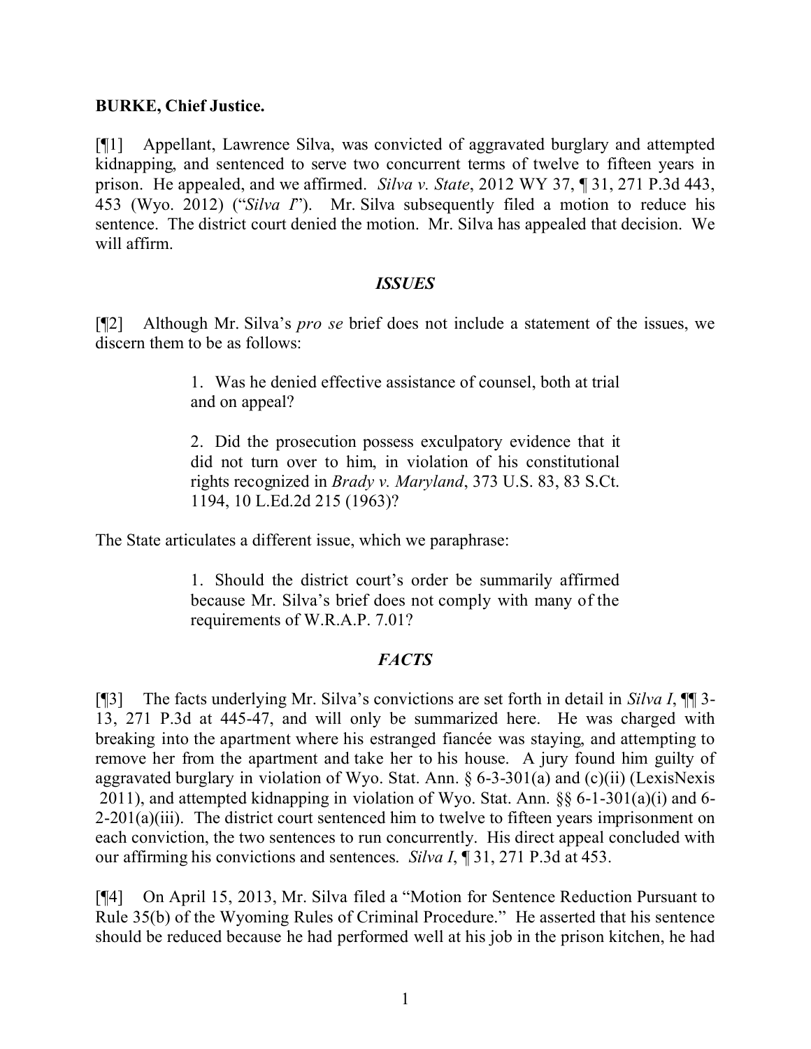**BURKE, Chief Justice.**

[¶1] Appellant, Lawrence Silva, was convicted of aggravated burglary and attempted kidnapping, and sentenced to serve two concurrent terms of twelve to fifteen years in prison. He appealed, and we affirmed. *Silva v. State*, 2012 WY 37, ¶ 31, 271 P.3d 443, 453 (Wyo. 2012) ("*Silva I*"). Mr. Silva subsequently filed a motion to reduce his sentence. The district court denied the motion. Mr. Silva has appealed that decision. We will affirm.

## *ISSUES*

[¶2] Although Mr. Silva's *pro se* brief does not include a statement of the issues, we discern them to be as follows:

> 1. Was he denied effective assistance of counsel, both at trial and on appeal?
>
> 2. Did the prosecution possess exculpatory evidence that it did not turn over to him, in violation of his constitutional rights recognized in *Brady v. Maryland*, 373 U.S. 83, 83 S.Ct. 1194, 10 L.Ed.2d 215 (1963)?

The State articulates a different issue, which we paraphrase:

> 1. Should the district court's order be summarily affirmed because Mr. Silva's brief does not comply with many of the requirements of W.R.A.P. 7.01?

## *FACTS*

[¶3] The facts underlying Mr. Silva's convictions are set forth in detail in *Silva I*, ¶¶ 3-13, 271 P.3d at 445-47, and will only be summarized here. He was charged with breaking into the apartment where his estranged fiancée was staying, and attempting to remove her from the apartment and take her to his house. A jury found him guilty of aggravated burglary in violation of Wyo. Stat. Ann. § 6-3-301(a) and (c)(ii) (LexisNexis 2011), and attempted kidnapping in violation of Wyo. Stat. Ann. §§ 6-1-301(a)(i) and 6-2-201(a)(iii). The district court sentenced him to twelve to fifteen years imprisonment on each conviction, the two sentences to run concurrently. His direct appeal concluded with our affirming his convictions and sentences. *Silva I*, ¶ 31, 271 P.3d at 453.

[¶4] On April 15, 2013, Mr. Silva filed a "Motion for Sentence Reduction Pursuant to Rule 35(b) of the Wyoming Rules of Criminal Procedure." He asserted that his sentence should be reduced because he had performed well at his job in the prison kitchen, he had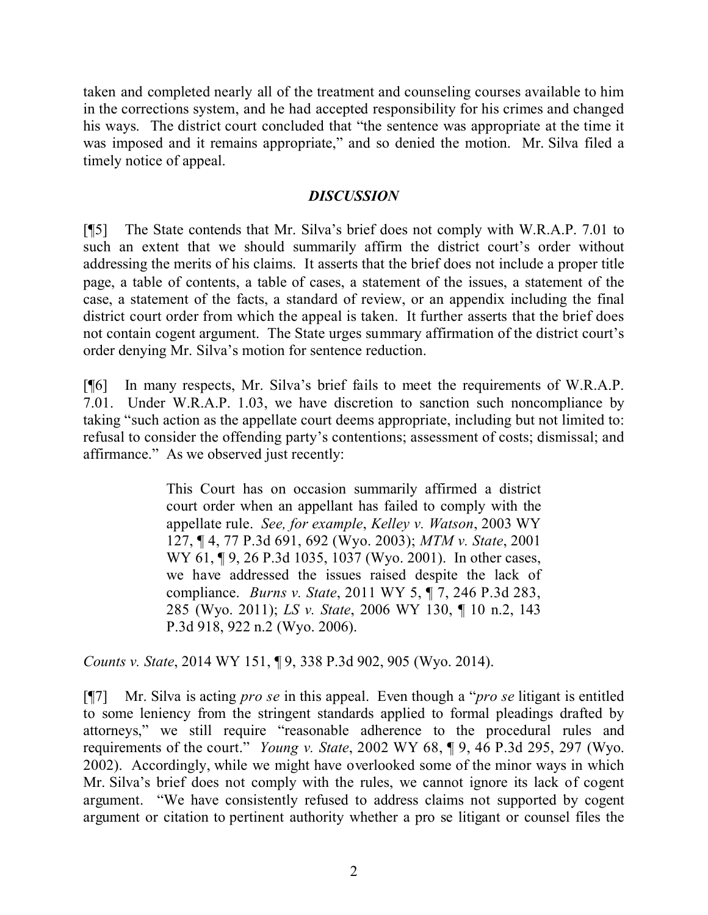taken and completed nearly all of the treatment and counseling courses available to him in the corrections system, and he had accepted responsibility for his crimes and changed his ways. The district court concluded that "the sentence was appropriate at the time it was imposed and it remains appropriate," and so denied the motion. Mr. Silva filed a timely notice of appeal.

## *DISCUSSION*

[¶5] The State contends that Mr. Silva's brief does not comply with W.R.A.P. 7.01 to such an extent that we should summarily affirm the district court's order without addressing the merits of his claims. It asserts that the brief does not include a proper title page, a table of contents, a table of cases, a statement of the issues, a statement of the case, a statement of the facts, a standard of review, or an appendix including the final district court order from which the appeal is taken. It further asserts that the brief does not contain cogent argument. The State urges summary affirmation of the district court's order denying Mr. Silva's motion for sentence reduction.

[¶6] In many respects, Mr. Silva's brief fails to meet the requirements of W.R.A.P. 7.01. Under W.R.A.P. 1.03, we have discretion to sanction such noncompliance by taking "such action as the appellate court deems appropriate, including but not limited to: refusal to consider the offending party's contentions; assessment of costs; dismissal; and affirmance." As we observed just recently:

> This Court has on occasion summarily affirmed a district court order when an appellant has failed to comply with the appellate rule. *See, for example*, *Kelley v. Watson*, 2003 WY 127, ¶ 4, 77 P.3d 691, 692 (Wyo. 2003); *MTM v. State*, 2001 WY 61, ¶ 9, 26 P.3d 1035, 1037 (Wyo. 2001). In other cases, we have addressed the issues raised despite the lack of compliance. *Burns v. State*, 2011 WY 5, ¶ 7, 246 P.3d 283, 285 (Wyo. 2011); *LS v. State*, 2006 WY 130, ¶ 10 n.2, 143 P.3d 918, 922 n.2 (Wyo. 2006).

*Counts v. State*, 2014 WY 151, ¶ 9, 338 P.3d 902, 905 (Wyo. 2014).

[¶7] Mr. Silva is acting *pro se* in this appeal. Even though a "*pro se* litigant is entitled to some leniency from the stringent standards applied to formal pleadings drafted by attorneys," we still require "reasonable adherence to the procedural rules and requirements of the court." *Young v. State*, 2002 WY 68, ¶ 9, 46 P.3d 295, 297 (Wyo. 2002). Accordingly, while we might have overlooked some of the minor ways in which Mr. Silva's brief does not comply with the rules, we cannot ignore its lack of cogent argument. "We have consistently refused to address claims not supported by cogent argument or citation to pertinent authority whether a pro se litigant or counsel files the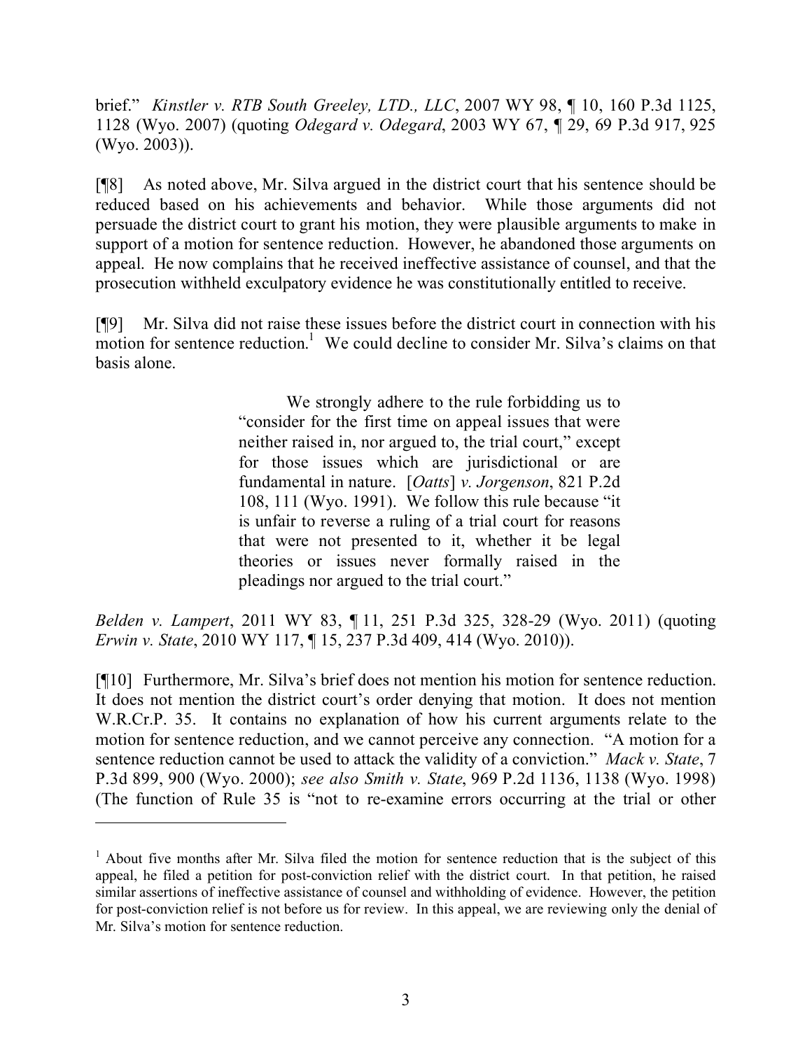brief." *Kinstler v. RTB South Greeley, LTD., LLC*, 2007 WY 98, ¶ 10, 160 P.3d 1125, 1128 (Wyo. 2007) (quoting *Odegard v. Odegard*, 2003 WY 67, ¶ 29, 69 P.3d 917, 925 (Wyo. 2003)).

[¶8] As noted above, Mr. Silva argued in the district court that his sentence should be reduced based on his achievements and behavior. While those arguments did not persuade the district court to grant his motion, they were plausible arguments to make in support of a motion for sentence reduction. However, he abandoned those arguments on appeal. He now complains that he received ineffective assistance of counsel, and that the prosecution withheld exculpatory evidence he was constitutionally entitled to receive.

[¶9] Mr. Silva did not raise these issues before the district court in connection with his motion for sentence reduction.[1] We could decline to consider Mr. Silva's claims on that basis alone.

> We strongly adhere to the rule forbidding us to "consider for the first time on appeal issues that were neither raised in, nor argued to, the trial court," except for those issues which are jurisdictional or are fundamental in nature. [*Oatts*] *v. Jorgenson*, 821 P.2d 108, 111 (Wyo. 1991). We follow this rule because "it is unfair to reverse a ruling of a trial court for reasons that were not presented to it, whether it be legal theories or issues never formally raised in the pleadings nor argued to the trial court."

*Belden v. Lampert*, 2011 WY 83, ¶ 11, 251 P.3d 325, 328-29 (Wyo. 2011) (quoting *Erwin v. State*, 2010 WY 117, ¶ 15, 237 P.3d 409, 414 (Wyo. 2010)).

[¶10] Furthermore, Mr. Silva's brief does not mention his motion for sentence reduction. It does not mention the district court's order denying that motion. It does not mention W.R.Cr.P. 35. It contains no explanation of how his current arguments relate to the motion for sentence reduction, and we cannot perceive any connection. "A motion for a sentence reduction cannot be used to attack the validity of a conviction." *Mack v. State*, 7 P.3d 899, 900 (Wyo. 2000); *see also Smith v. State*, 969 P.2d 1136, 1138 (Wyo. 1998) (The function of Rule 35 is "not to re-examine errors occurring at the trial or other

---

[1] About five months after Mr. Silva filed the motion for sentence reduction that is the subject of this appeal, he filed a petition for post-conviction relief with the district court. In that petition, he raised similar assertions of ineffective assistance of counsel and withholding of evidence. However, the petition for post-conviction relief is not before us for review. In this appeal, we are reviewing only the denial of Mr. Silva's motion for sentence reduction.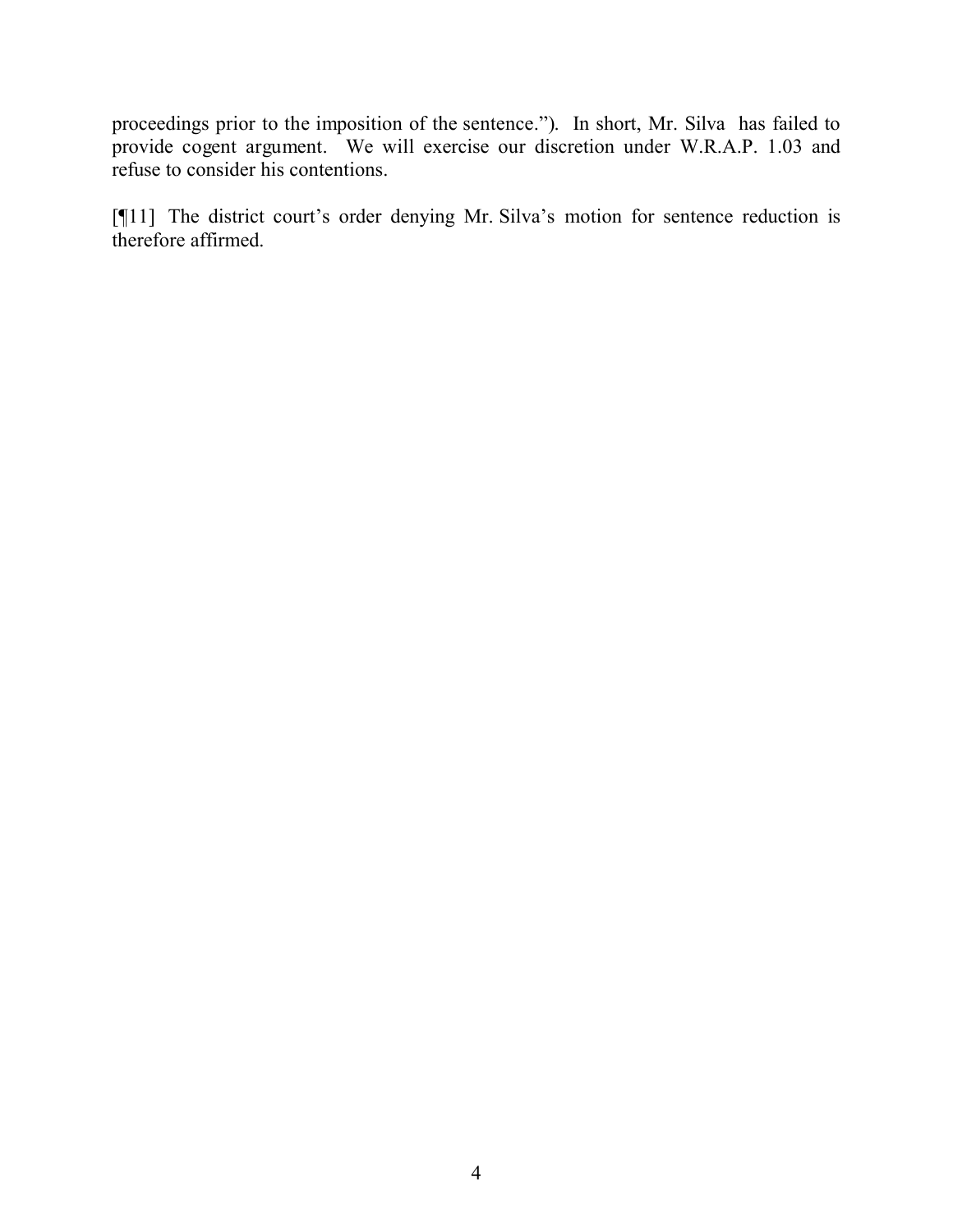proceedings prior to the imposition of the sentence."). In short, Mr. Silva has failed to provide cogent argument. We will exercise our discretion under W.R.A.P. 1.03 and refuse to consider his contentions.

[¶11] The district court's order denying Mr. Silva's motion for sentence reduction is therefore affirmed.